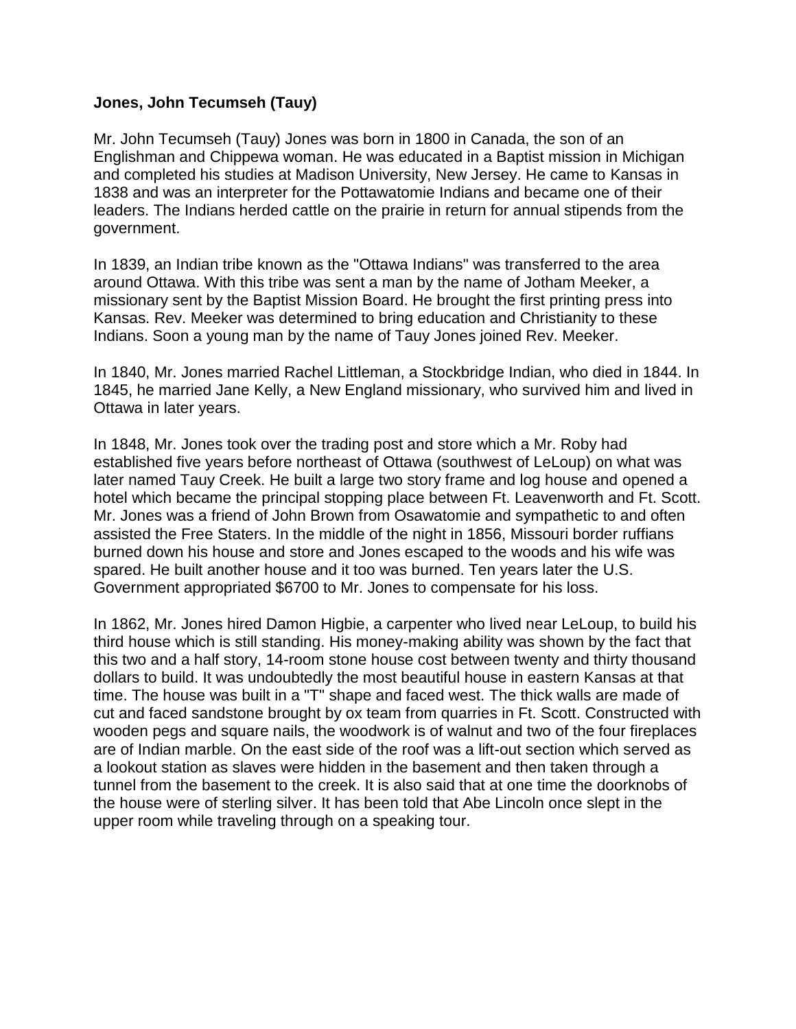**Jones, John Tecumseh (Tauy)**

Mr. John Tecumseh (Tauy) Jones was born in 1800 in Canada, the son of an Englishman and Chippewa woman. He was educated in a Baptist mission in Michigan and completed his studies at Madison University, New Jersey. He came to Kansas in 1838 and was an interpreter for the Pottawatomie Indians and became one of their leaders. The Indians herded cattle on the prairie in return for annual stipends from the government.

In 1839, an Indian tribe known as the "Ottawa Indians" was transferred to the area around Ottawa. With this tribe was sent a man by the name of Jotham Meeker, a missionary sent by the Baptist Mission Board. He brought the first printing press into Kansas. Rev. Meeker was determined to bring education and Christianity to these Indians. Soon a young man by the name of Tauy Jones joined Rev. Meeker.

In 1840, Mr. Jones married Rachel Littleman, a Stockbridge Indian, who died in 1844. In 1845, he married Jane Kelly, a New England missionary, who survived him and lived in Ottawa in later years.

In 1848, Mr. Jones took over the trading post and store which a Mr. Roby had established five years before northeast of Ottawa (southwest of LeLoup) on what was later named Tauy Creek. He built a large two story frame and log house and opened a hotel which became the principal stopping place between Ft. Leavenworth and Ft. Scott. Mr. Jones was a friend of John Brown from Osawatomie and sympathetic to and often assisted the Free Staters. In the middle of the night in 1856, Missouri border ruffians burned down his house and store and Jones escaped to the woods and his wife was spared. He built another house and it too was burned. Ten years later the U.S. Government appropriated $6700 to Mr. Jones to compensate for his loss.

In 1862, Mr. Jones hired Damon Higbie, a carpenter who lived near LeLoup, to build his third house which is still standing. His money-making ability was shown by the fact that this two and a half story, 14-room stone house cost between twenty and thirty thousand dollars to build. It was undoubtedly the most beautiful house in eastern Kansas at that time. The house was built in a "T" shape and faced west. The thick walls are made of cut and faced sandstone brought by ox team from quarries in Ft. Scott. Constructed with wooden pegs and square nails, the woodwork is of walnut and two of the four fireplaces are of Indian marble. On the east side of the roof was a lift-out section which served as a lookout station as slaves were hidden in the basement and then taken through a tunnel from the basement to the creek. It is also said that at one time the doorknobs of the house were of sterling silver. It has been told that Abe Lincoln once slept in the upper room while traveling through on a speaking tour.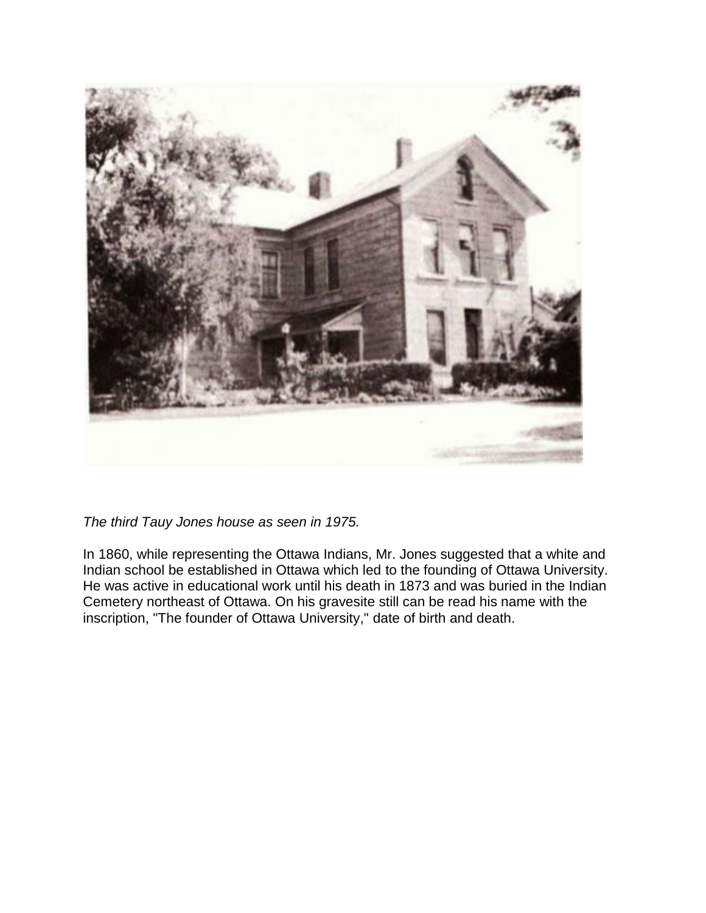*The third Tauy Jones house as seen in 1975.*

In 1860, while representing the Ottawa Indians, Mr. Jones suggested that a white and Indian school be established in Ottawa which led to the founding of Ottawa University. He was active in educational work until his death in 1873 and was buried in the Indian Cemetery northeast of Ottawa. On his gravesite still can be read his name with the inscription, "The founder of Ottawa University," date of birth and death.